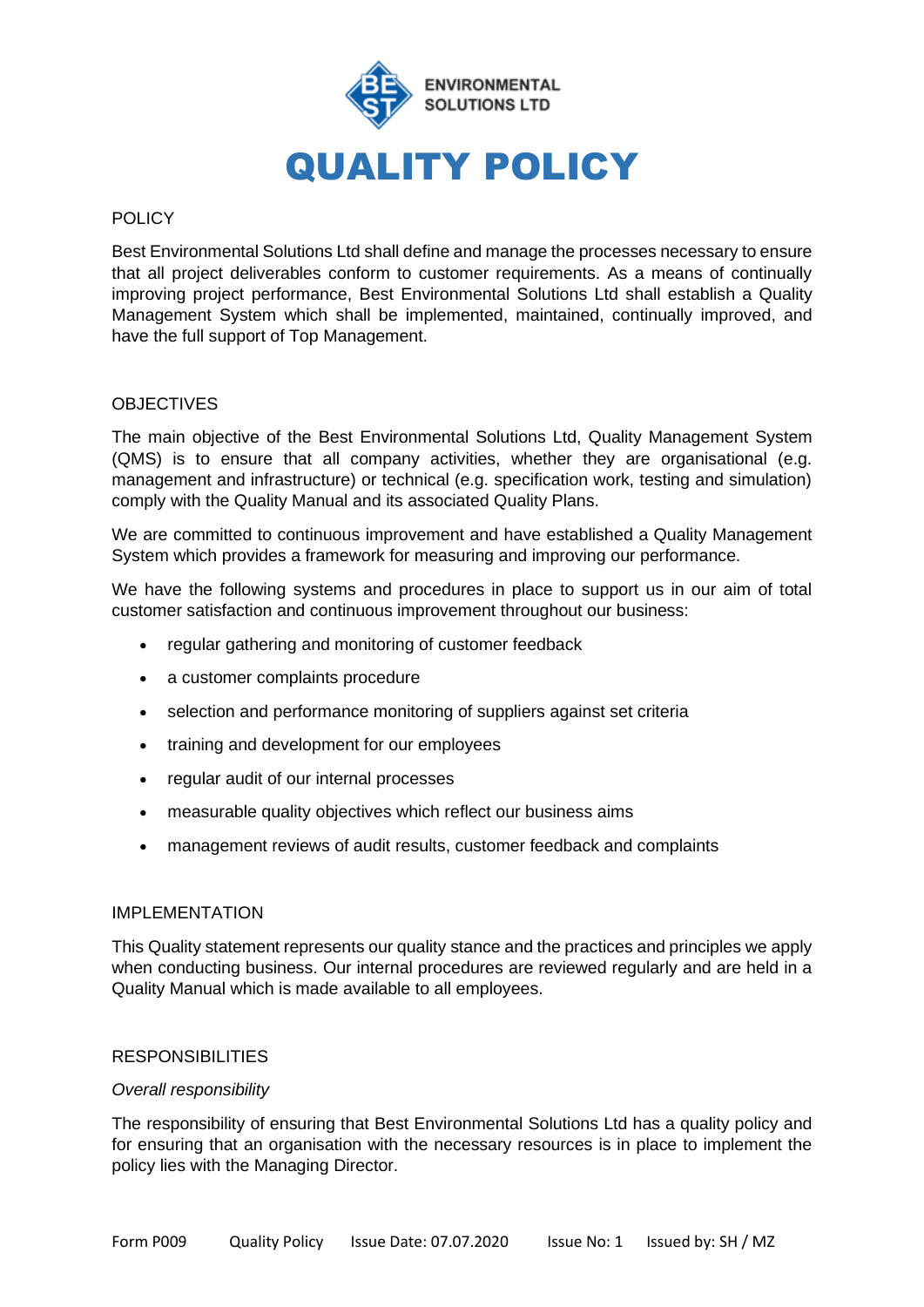ENVIRONMENTAL SOLUTIONS LTD

# QUALITY POLICY

## POLICY

Best Environmental Solutions Ltd shall define and manage the processes necessary to ensure that all project deliverables conform to customer requirements. As a means of continually improving project performance, Best Environmental Solutions Ltd shall establish a Quality Management System which shall be implemented, maintained, continually improved, and have the full support of Top Management.

## OBJECTIVES

The main objective of the Best Environmental Solutions Ltd, Quality Management System (QMS) is to ensure that all company activities, whether they are organisational (e.g. management and infrastructure) or technical (e.g. specification work, testing and simulation) comply with the Quality Manual and its associated Quality Plans.

We are committed to continuous improvement and have established a Quality Management System which provides a framework for measuring and improving our performance.

We have the following systems and procedures in place to support us in our aim of total customer satisfaction and continuous improvement throughout our business:

- regular gathering and monitoring of customer feedback
- a customer complaints procedure
- selection and performance monitoring of suppliers against set criteria
- training and development for our employees
- regular audit of our internal processes
- measurable quality objectives which reflect our business aims
- management reviews of audit results, customer feedback and complaints

## IMPLEMENTATION

This Quality statement represents our quality stance and the practices and principles we apply when conducting business. Our internal procedures are reviewed regularly and are held in a Quality Manual which is made available to all employees.

## RESPONSIBILITIES

*Overall responsibility*

The responsibility of ensuring that Best Environmental Solutions Ltd has a quality policy and for ensuring that an organisation with the necessary resources is in place to implement the policy lies with the Managing Director.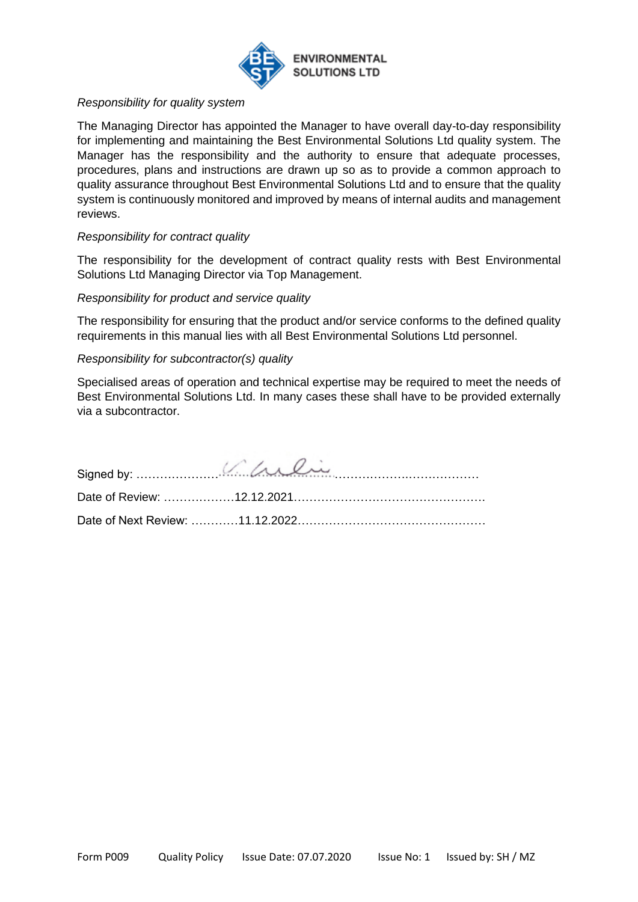*Responsibility for quality system*

The Managing Director has appointed the Manager to have overall day-to-day responsibility for implementing and maintaining the Best Environmental Solutions Ltd quality system. The Manager has the responsibility and the authority to ensure that adequate processes, procedures, plans and instructions are drawn up so as to provide a common approach to quality assurance throughout Best Environmental Solutions Ltd and to ensure that the quality system is continuously monitored and improved by means of internal audits and management reviews.

*Responsibility for contract quality*

The responsibility for the development of contract quality rests with Best Environmental Solutions Ltd Managing Director via Top Management.

*Responsibility for product and service quality*

The responsibility for ensuring that the product and/or service conforms to the defined quality requirements in this manual lies with all Best Environmental Solutions Ltd personnel.

*Responsibility for subcontractor(s) quality*

Specialised areas of operation and technical expertise may be required to meet the needs of Best Environmental Solutions Ltd. In many cases these shall have to be provided externally via a subcontractor.

Signed by: ……………………………………………………………………

Date of Review: ………………12.12.2021…………………………………………

Date of Next Review: …………11.12.2022…………………………………………

Form P009 Quality Policy Issue Date: 07.07.2020 Issue No: 1 Issued by: SH / MZ